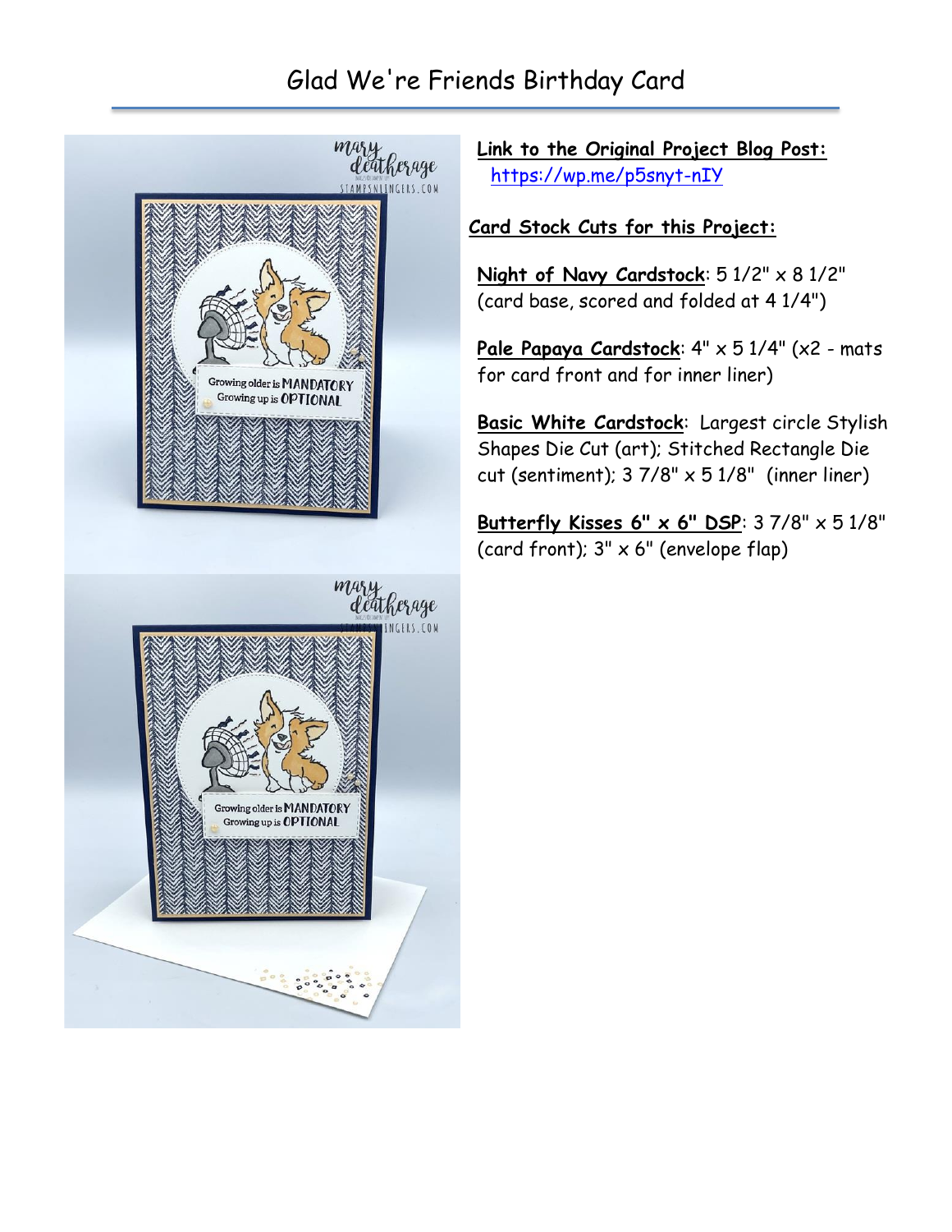# Glad We're Friends Birthday Card

**Link to the Original Project Blog Post:**
https://wp.me/p5snyt-nIY

**Card Stock Cuts for this Project:**

**Night of Navy Cardstock**: 5 1/2" x 8 1/2" (card base, scored and folded at 4 1/4")

**Pale Papaya Cardstock**: 4" x 5 1/4" (x2 - mats for card front and for inner liner)

**Basic White Cardstock**: Largest circle Stylish Shapes Die Cut (art); Stitched Rectangle Die cut (sentiment); 3 7/8" x 5 1/8" (inner liner)

**Butterfly Kisses 6" x 6" DSP**: 3 7/8" x 5 1/8" (card front); 3" x 6" (envelope flap)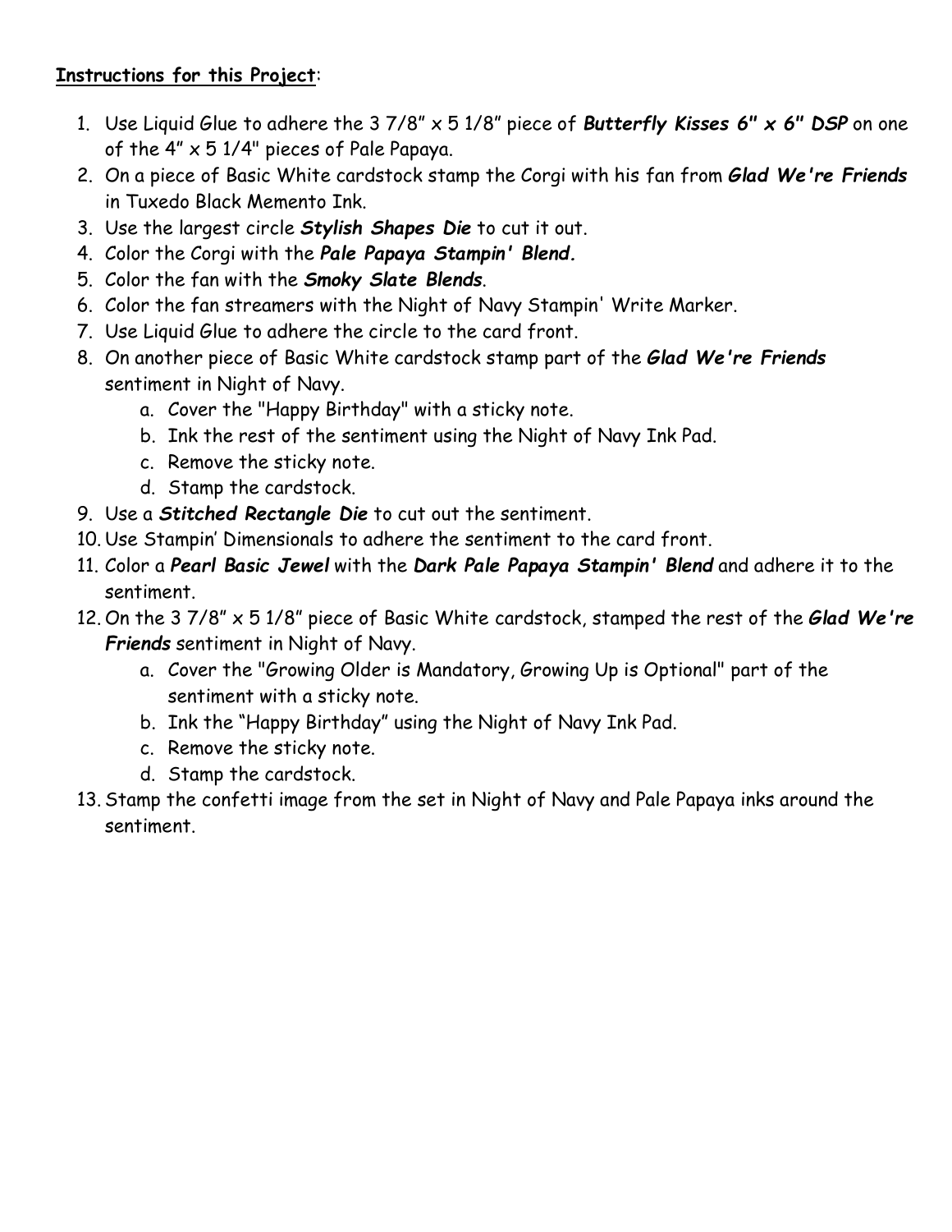**Instructions for this Project**:

1. Use Liquid Glue to adhere the 3 7/8" x 5 1/8" piece of ***Butterfly Kisses 6" x 6" DSP*** on one of the 4" x 5 1/4" pieces of Pale Papaya.
2. On a piece of Basic White cardstock stamp the Corgi with his fan from ***Glad We're Friends*** in Tuxedo Black Memento Ink.
3. Use the largest circle ***Stylish Shapes Die*** to cut it out.
4. Color the Corgi with the ***Pale Papaya Stampin' Blend.***
5. Color the fan with the ***Smoky Slate Blends***.
6. Color the fan streamers with the Night of Navy Stampin' Write Marker.
7. Use Liquid Glue to adhere the circle to the card front.
8. On another piece of Basic White cardstock stamp part of the ***Glad We're Friends*** sentiment in Night of Navy.
    a. Cover the "Happy Birthday" with a sticky note.
    b. Ink the rest of the sentiment using the Night of Navy Ink Pad.
    c. Remove the sticky note.
    d. Stamp the cardstock.
9. Use a ***Stitched Rectangle Die*** to cut out the sentiment.
10. Use Stampin' Dimensionals to adhere the sentiment to the card front.
11. Color a ***Pearl Basic Jewel*** with the ***Dark Pale Papaya Stampin' Blend*** and adhere it to the sentiment.
12. On the 3 7/8" x 5 1/8" piece of Basic White cardstock, stamped the rest of the ***Glad We're Friends*** sentiment in Night of Navy.
    a. Cover the "Growing Older is Mandatory, Growing Up is Optional" part of the sentiment with a sticky note.
    b. Ink the "Happy Birthday" using the Night of Navy Ink Pad.
    c. Remove the sticky note.
    d. Stamp the cardstock.
13. Stamp the confetti image from the set in Night of Navy and Pale Papaya inks around the sentiment.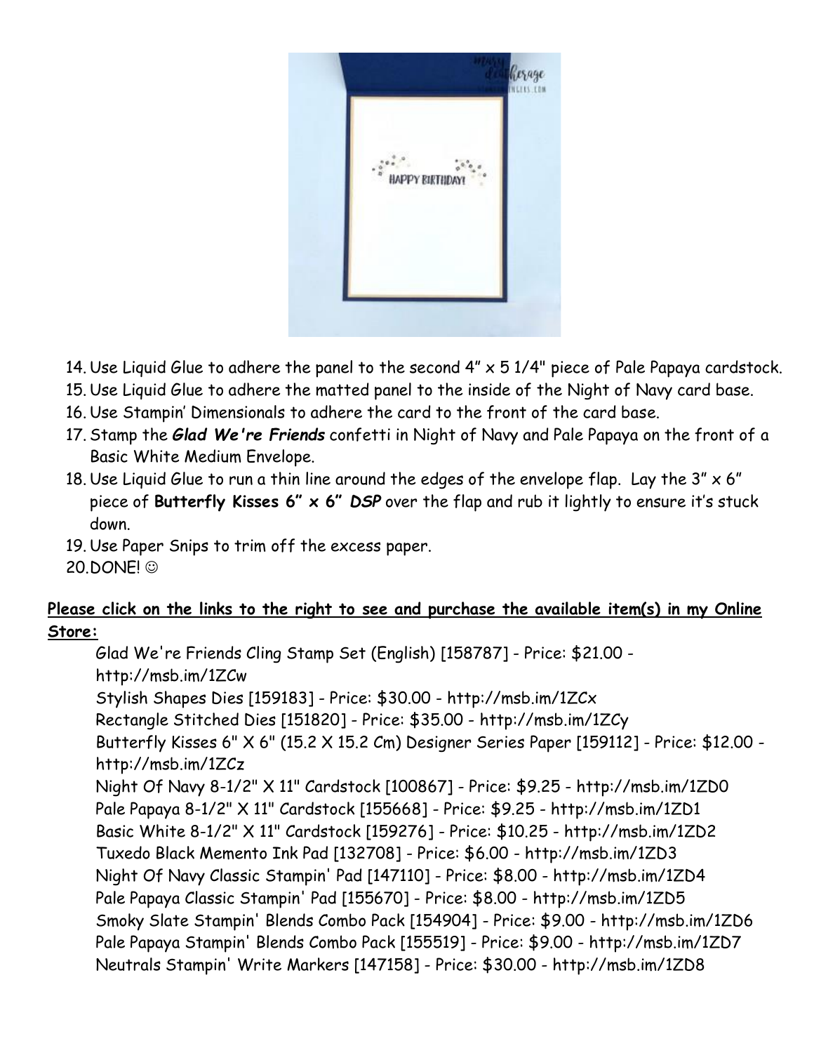14. Use Liquid Glue to adhere the panel to the second 4" x 5 1/4" piece of Pale Papaya cardstock.
15. Use Liquid Glue to adhere the matted panel to the inside of the Night of Navy card base.
16. Use Stampin' Dimensionals to adhere the card to the front of the card base.
17. Stamp the ***Glad We're Friends*** confetti in Night of Navy and Pale Papaya on the front of a Basic White Medium Envelope.
18. Use Liquid Glue to run a thin line around the edges of the envelope flap. Lay the 3" x 6" piece of **Butterfly Kisses 6" x 6" *DSP*** over the flap and rub it lightly to ensure it's stuck down.
19. Use Paper Snips to trim off the excess paper.
20. DONE! ☺

**Please click on the links to the right to see and purchase the available item(s) in my Online Store:**

Glad We're Friends Cling Stamp Set (English) [158787] - Price: $21.00 - http://msb.im/1ZCw
Stylish Shapes Dies [159183] - Price: $30.00 - http://msb.im/1ZCx
Rectangle Stitched Dies [151820] - Price: $35.00 - http://msb.im/1ZCy
Butterfly Kisses 6" X 6" (15.2 X 15.2 Cm) Designer Series Paper [159112] - Price: $12.00 - http://msb.im/1ZCz
Night Of Navy 8-1/2" X 11" Cardstock [100867] - Price: $9.25 - http://msb.im/1ZD0
Pale Papaya 8-1/2" X 11" Cardstock [155668] - Price: $9.25 - http://msb.im/1ZD1
Basic White 8-1/2" X 11" Cardstock [159276] - Price: $10.25 - http://msb.im/1ZD2
Tuxedo Black Memento Ink Pad [132708] - Price: $6.00 - http://msb.im/1ZD3
Night Of Navy Classic Stampin' Pad [147110] - Price: $8.00 - http://msb.im/1ZD4
Pale Papaya Classic Stampin' Pad [155670] - Price: $8.00 - http://msb.im/1ZD5
Smoky Slate Stampin' Blends Combo Pack [154904] - Price: $9.00 - http://msb.im/1ZD6
Pale Papaya Stampin' Blends Combo Pack [155519] - Price: $9.00 - http://msb.im/1ZD7
Neutrals Stampin' Write Markers [147158] - Price: $30.00 - http://msb.im/1ZD8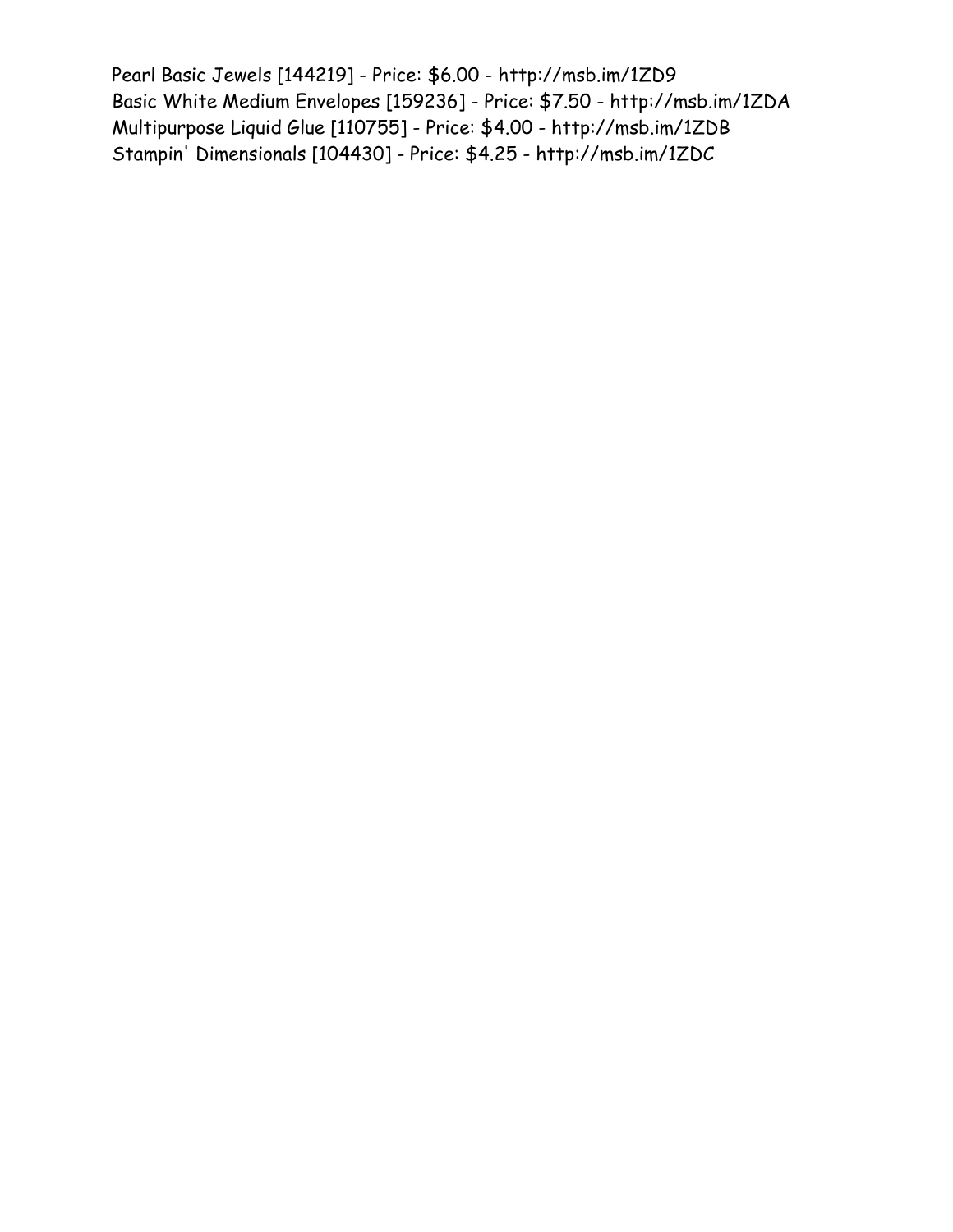Pearl Basic Jewels [144219] - Price: $6.00 - http://msb.im/1ZD9
Basic White Medium Envelopes [159236] - Price: $7.50 - http://msb.im/1ZDA
Multipurpose Liquid Glue [110755] - Price: $4.00 - http://msb.im/1ZDB
Stampin' Dimensionals [104430] - Price: $4.25 - http://msb.im/1ZDC